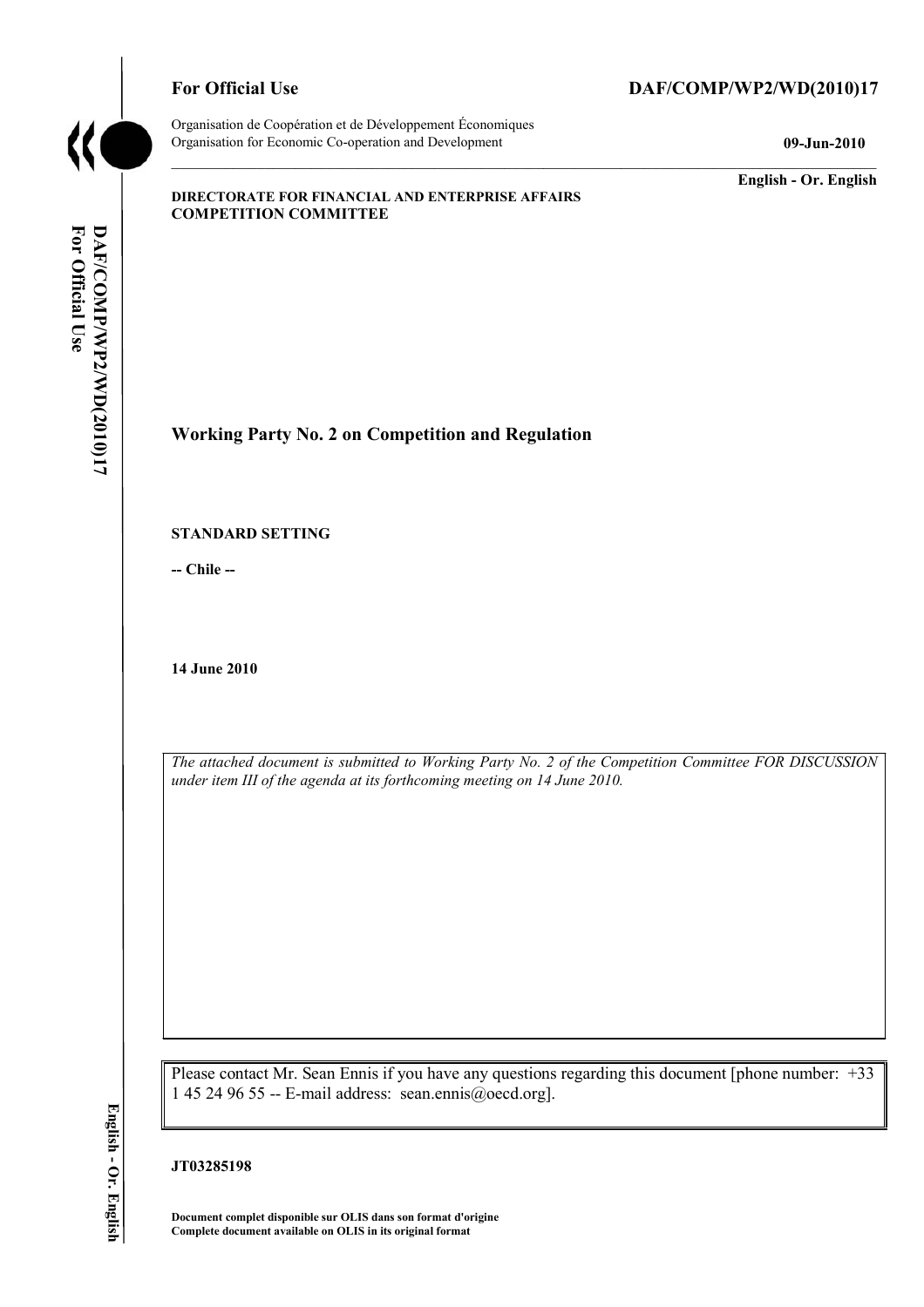**For Official Use** **DAF/COMP/WP2/WD(2010)17**

Organisation de Coopération et de Développement Économiques
Organisation for Economic Co-operation and Development **09-Jun-2010**

**English - Or. English**

**DIRECTORATE FOR FINANCIAL AND ENTERPRISE AFFAIRS**
**COMPETITION COMMITTEE**

## Working Party No. 2 on Competition and Regulation

**STANDARD SETTING**

**-- Chile --**

**14 June 2010**

*The attached document is submitted to Working Party No. 2 of the Competition Committee FOR DISCUSSION under item III of the agenda at its forthcoming meeting on 14 June 2010.*

Please contact Mr. Sean Ennis if you have any questions regarding this document [phone number: +33 1 45 24 96 55 -- E-mail address: sean.ennis@oecd.org].

**JT03285198**

**Document complet disponible sur OLIS dans son format d'origine**
**Complete document available on OLIS in its original format**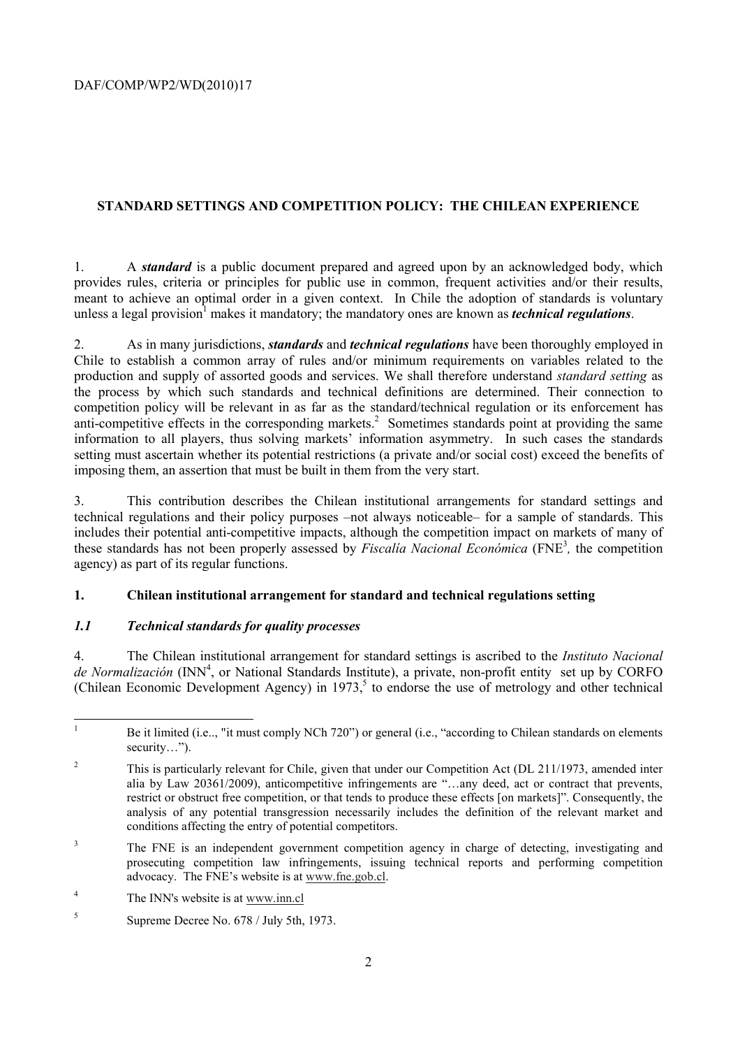## STANDARD SETTINGS AND COMPETITION POLICY: THE CHILEAN EXPERIENCE

1. A ***standard*** is a public document prepared and agreed upon by an acknowledged body, which provides rules, criteria or principles for public use in common, frequent activities and/or their results, meant to achieve an optimal order in a given context. In Chile the adoption of standards is voluntary unless a legal provision[1] makes it mandatory; the mandatory ones are known as ***technical regulations***.

2. As in many jurisdictions, ***standards*** and ***technical regulations*** have been thoroughly employed in Chile to establish a common array of rules and/or minimum requirements on variables related to the production and supply of assorted goods and services. We shall therefore understand *standard setting* as the process by which such standards and technical definitions are determined. Their connection to competition policy will be relevant in as far as the standard/technical regulation or its enforcement has anti-competitive effects in the corresponding markets.[2] Sometimes standards point at providing the same information to all players, thus solving markets' information asymmetry. In such cases the standards setting must ascertain whether its potential restrictions (a private and/or social cost) exceed the benefits of imposing them, an assertion that must be built in them from the very start.

3. This contribution describes the Chilean institutional arrangements for standard settings and technical regulations and their policy purposes –not always noticeable– for a sample of standards. This includes their potential anti-competitive impacts, although the competition impact on markets of many of these standards has not been properly assessed by *Fiscalía Nacional Económica* (FNE[3], the competition agency) as part of its regular functions.

### 1. Chilean institutional arrangement for standard and technical regulations setting

#### *1.1 Technical standards for quality processes*

4. The Chilean institutional arrangement for standard settings is ascribed to the *Instituto Nacional de Normalización* (INN[4], or National Standards Institute), a private, non-profit entity set up by CORFO (Chilean Economic Development Agency) in 1973,[5] to endorse the use of metrology and other technical

---

[1] Be it limited (i.e.., "it must comply NCh 720") or general (i.e., "according to Chilean standards on elements security…").

[2] This is particularly relevant for Chile, given that under our Competition Act (DL 211/1973, amended inter alia by Law 20361/2009), anticompetitive infringements are "…any deed, act or contract that prevents, restrict or obstruct free competition, or that tends to produce these effects [on markets]". Consequently, the analysis of any potential transgression necessarily includes the definition of the relevant market and conditions affecting the entry of potential competitors.

[3] The FNE is an independent government competition agency in charge of detecting, investigating and prosecuting competition law infringements, issuing technical reports and performing competition advocacy. The FNE's website is at www.fne.gob.cl.

[4] The INN's website is at www.inn.cl

[5] Supreme Decree No. 678 / July 5th, 1973.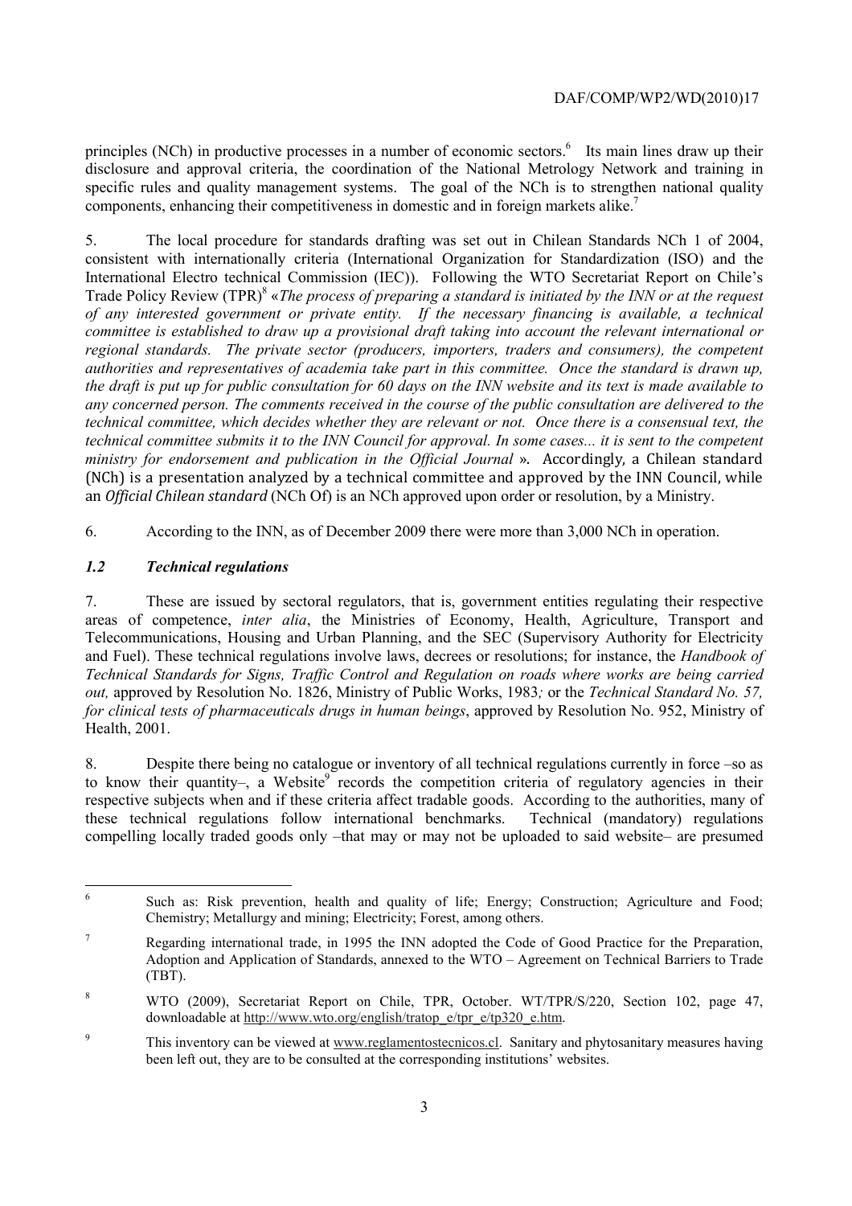principles (NCh) in productive processes in a number of economic sectors.[6] Its main lines draw up their disclosure and approval criteria, the coordination of the National Metrology Network and training in specific rules and quality management systems. The goal of the NCh is to strengthen national quality components, enhancing their competitiveness in domestic and in foreign markets alike.[7]

5. The local procedure for standards drafting was set out in Chilean Standards NCh 1 of 2004, consistent with internationally criteria (International Organization for Standardization (ISO) and the International Electro technical Commission (IEC)). Following the WTO Secretariat Report on Chile's Trade Policy Review (TPR)[8] «*The process of preparing a standard is initiated by the INN or at the request of any interested government or private entity. If the necessary financing is available, a technical committee is established to draw up a provisional draft taking into account the relevant international or regional standards. The private sector (producers, importers, traders and consumers), the competent authorities and representatives of academia take part in this committee. Once the standard is drawn up, the draft is put up for public consultation for 60 days on the INN website and its text is made available to any concerned person. The comments received in the course of the public consultation are delivered to the technical committee, which decides whether they are relevant or not. Once there is a consensual text, the technical committee submits it to the INN Council for approval. In some cases... it is sent to the competent ministry for endorsement and publication in the Official Journal* ». Accordingly, a Chilean standard (NCh) is a presentation analyzed by a technical committee and approved by the INN Council, while an *Official Chilean standard* (NCh Of) is an NCh approved upon order or resolution, by a Ministry.

6. According to the INN, as of December 2009 there were more than 3,000 NCh in operation.

### *1.2 Technical regulations*

7. These are issued by sectoral regulators, that is, government entities regulating their respective areas of competence, *inter alia*, the Ministries of Economy, Health, Agriculture, Transport and Telecommunications, Housing and Urban Planning, and the SEC (Supervisory Authority for Electricity and Fuel). These technical regulations involve laws, decrees or resolutions; for instance, the *Handbook of Technical Standards for Signs, Traffic Control and Regulation on roads where works are being carried out,* approved by Resolution No. 1826, Ministry of Public Works, 1983*;* or the *Technical Standard No. 57, for clinical tests of pharmaceuticals drugs in human beings*, approved by Resolution No. 952, Ministry of Health, 2001.

8. Despite there being no catalogue or inventory of all technical regulations currently in force –so as to know their quantity–, a Website[9] records the competition criteria of regulatory agencies in their respective subjects when and if these criteria affect tradable goods. According to the authorities, many of these technical regulations follow international benchmarks. Technical (mandatory) regulations compelling locally traded goods only –that may or may not be uploaded to said website– are presumed

---

[6] Such as: Risk prevention, health and quality of life; Energy; Construction; Agriculture and Food; Chemistry; Metallurgy and mining; Electricity; Forest, among others.

[7] Regarding international trade, in 1995 the INN adopted the Code of Good Practice for the Preparation, Adoption and Application of Standards, annexed to the WTO – Agreement on Technical Barriers to Trade (TBT).

[8] WTO (2009), Secretariat Report on Chile, TPR, October. WT/TPR/S/220, Section 102, page 47, downloadable at http://www.wto.org/english/tratop_e/tpr_e/tp320_e.htm.

[9] This inventory can be viewed at www.reglamentostecnicos.cl. Sanitary and phytosanitary measures having been left out, they are to be consulted at the corresponding institutions' websites.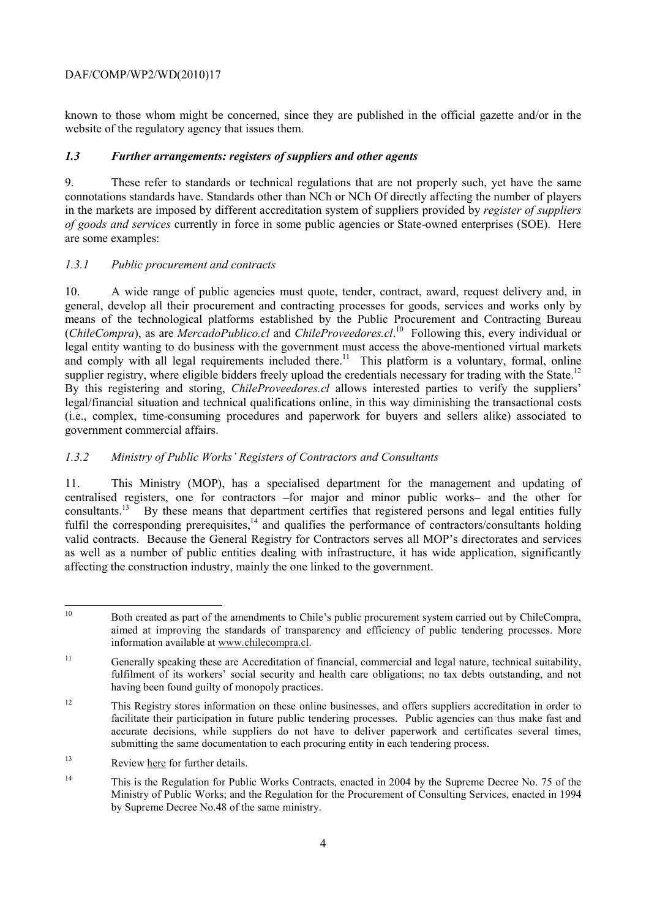known to those whom might be concerned, since they are published in the official gazette and/or in the website of the regulatory agency that issues them.

### *1.3 Further arrangements: registers of suppliers and other agents*

9. These refer to standards or technical regulations that are not properly such, yet have the same connotations standards have. Standards other than NCh or NCh Of directly affecting the number of players in the markets are imposed by different accreditation system of suppliers provided by *register of suppliers of goods and services* currently in force in some public agencies or State-owned enterprises (SOE). Here are some examples:

#### *1.3.1 Public procurement and contracts*

10. A wide range of public agencies must quote, tender, contract, award, request delivery and, in general, develop all their procurement and contracting processes for goods, services and works only by means of the technological platforms established by the Public Procurement and Contracting Bureau (*ChileCompra*), as are *MercadoPublico.cl* and *ChileProveedores.cl*.[10] Following this, every individual or legal entity wanting to do business with the government must access the above-mentioned virtual markets and comply with all legal requirements included there.[11] This platform is a voluntary, formal, online supplier registry, where eligible bidders freely upload the credentials necessary for trading with the State.[12] By this registering and storing, *ChileProveedores.cl* allows interested parties to verify the suppliers' legal/financial situation and technical qualifications online, in this way diminishing the transactional costs (i.e., complex, time-consuming procedures and paperwork for buyers and sellers alike) associated to government commercial affairs.

#### *1.3.2 Ministry of Public Works' Registers of Contractors and Consultants*

11. This Ministry (MOP), has a specialised department for the management and updating of centralised registers, one for contractors –for major and minor public works– and the other for consultants.[13] By these means that department certifies that registered persons and legal entities fully fulfil the corresponding prerequisites,[14] and qualifies the performance of contractors/consultants holding valid contracts. Because the General Registry for Contractors serves all MOP's directorates and services as well as a number of public entities dealing with infrastructure, it has wide application, significantly affecting the construction industry, mainly the one linked to the government.

---

[10] Both created as part of the amendments to Chile's public procurement system carried out by ChileCompra, aimed at improving the standards of transparency and efficiency of public tendering processes. More information available at www.chilecompra.cl.

[11] Generally speaking these are Accreditation of financial, commercial and legal nature, technical suitability, fulfilment of its workers' social security and health care obligations; no tax debts outstanding, and not having been found guilty of monopoly practices.

[12] This Registry stores information on these online businesses, and offers suppliers accreditation in order to facilitate their participation in future public tendering processes. Public agencies can thus make fast and accurate decisions, while suppliers do not have to deliver paperwork and certificates several times, submitting the same documentation to each procuring entity in each tendering process.

[13] Review here for further details.

[14] This is the Regulation for Public Works Contracts, enacted in 2004 by the Supreme Decree No. 75 of the Ministry of Public Works; and the Regulation for the Procurement of Consulting Services, enacted in 1994 by Supreme Decree No.48 of the same ministry.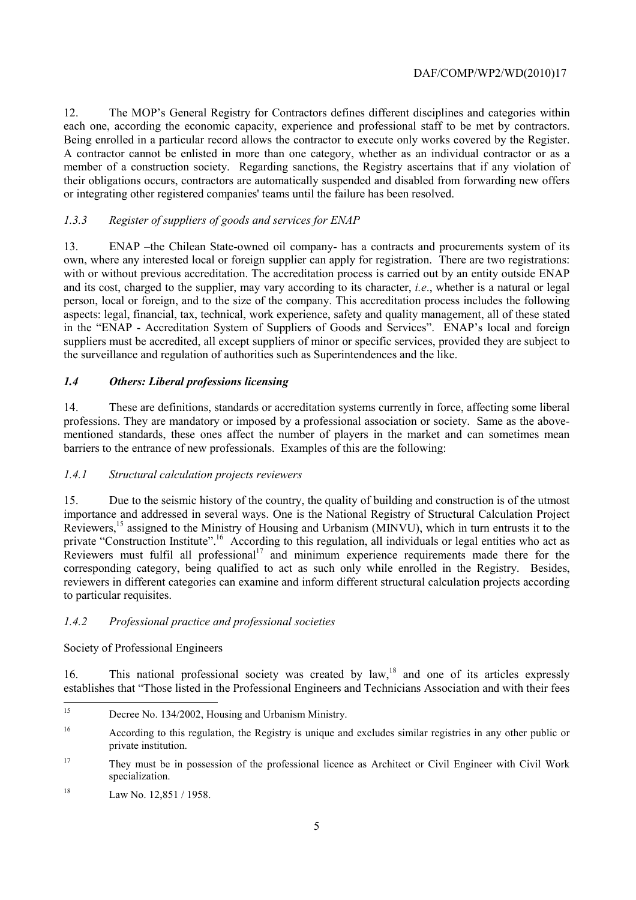12. The MOP's General Registry for Contractors defines different disciplines and categories within each one, according the economic capacity, experience and professional staff to be met by contractors. Being enrolled in a particular record allows the contractor to execute only works covered by the Register. A contractor cannot be enlisted in more than one category, whether as an individual contractor or as a member of a construction society. Regarding sanctions, the Registry ascertains that if any violation of their obligations occurs, contractors are automatically suspended and disabled from forwarding new offers or integrating other registered companies' teams until the failure has been resolved.

### *1.3.3 Register of suppliers of goods and services for ENAP*

13. ENAP –the Chilean State-owned oil company- has a contracts and procurements system of its own, where any interested local or foreign supplier can apply for registration. There are two registrations: with or without previous accreditation. The accreditation process is carried out by an entity outside ENAP and its cost, charged to the supplier, may vary according to its character, *i.e*., whether is a natural or legal person, local or foreign, and to the size of the company. This accreditation process includes the following aspects: legal, financial, tax, technical, work experience, safety and quality management, all of these stated in the "ENAP - Accreditation System of Suppliers of Goods and Services". ENAP's local and foreign suppliers must be accredited, all except suppliers of minor or specific services, provided they are subject to the surveillance and regulation of authorities such as Superintendences and the like.

## *1.4 Others: Liberal professions licensing*

14. These are definitions, standards or accreditation systems currently in force, affecting some liberal professions. They are mandatory or imposed by a professional association or society. Same as the above-mentioned standards, these ones affect the number of players in the market and can sometimes mean barriers to the entrance of new professionals. Examples of this are the following:

### *1.4.1 Structural calculation projects reviewers*

15. Due to the seismic history of the country, the quality of building and construction is of the utmost importance and addressed in several ways. One is the National Registry of Structural Calculation Project Reviewers,[15] assigned to the Ministry of Housing and Urbanism (MINVU), which in turn entrusts it to the private "Construction Institute".[16] According to this regulation, all individuals or legal entities who act as Reviewers must fulfil all professional[17] and minimum experience requirements made there for the corresponding category, being qualified to act as such only while enrolled in the Registry. Besides, reviewers in different categories can examine and inform different structural calculation projects according to particular requisites.

### *1.4.2 Professional practice and professional societies*

Society of Professional Engineers

16. This national professional society was created by law,[18] and one of its articles expressly establishes that "Those listed in the Professional Engineers and Technicians Association and with their fees

---

[15] Decree No. 134/2002, Housing and Urbanism Ministry.

[16] According to this regulation, the Registry is unique and excludes similar registries in any other public or private institution.

[17] They must be in possession of the professional licence as Architect or Civil Engineer with Civil Work specialization.

[18] Law No. 12,851 / 1958.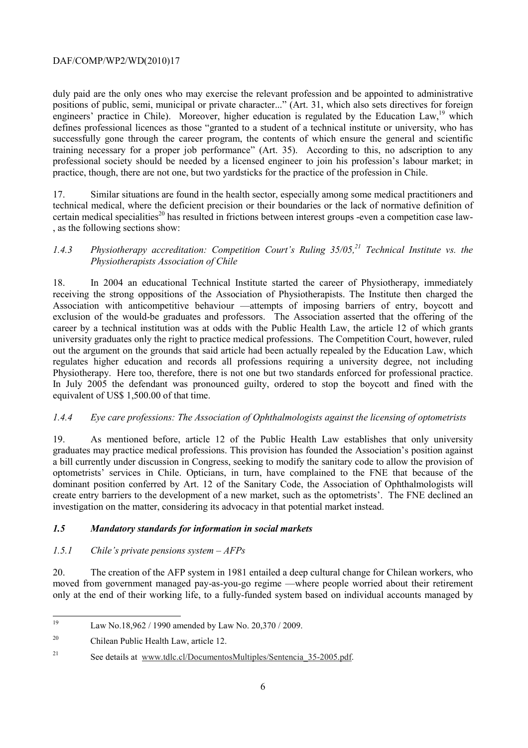duly paid are the only ones who may exercise the relevant profession and be appointed to administrative positions of public, semi, municipal or private character..." (Art. 31, which also sets directives for foreign engineers' practice in Chile). Moreover, higher education is regulated by the Education Law,[19] which defines professional licences as those "granted to a student of a technical institute or university, who has successfully gone through the career program, the contents of which ensure the general and scientific training necessary for a proper job performance" (Art. 35). According to this, no adscription to any professional society should be needed by a licensed engineer to join his profession's labour market; in practice, though, there are not one, but two yardsticks for the practice of the profession in Chile.

17. Similar situations are found in the health sector, especially among some medical practitioners and technical medical, where the deficient precision or their boundaries or the lack of normative definition of certain medical specialities[20] has resulted in frictions between interest groups -even a competition case law-, as the following sections show:

#### *1.4.3 Physiotherapy accreditation: Competition Court's Ruling 35/05,[21] Technical Institute vs. the Physiotherapists Association of Chile*

18. In 2004 an educational Technical Institute started the career of Physiotherapy, immediately receiving the strong oppositions of the Association of Physiotherapists. The Institute then charged the Association with anticompetitive behaviour —attempts of imposing barriers of entry, boycott and exclusion of the would-be graduates and professors. The Association asserted that the offering of the career by a technical institution was at odds with the Public Health Law, the article 12 of which grants university graduates only the right to practice medical professions. The Competition Court, however, ruled out the argument on the grounds that said article had been actually repealed by the Education Law, which regulates higher education and records all professions requiring a university degree, not including Physiotherapy. Here too, therefore, there is not one but two standards enforced for professional practice. In July 2005 the defendant was pronounced guilty, ordered to stop the boycott and fined with the equivalent of US$ 1,500.00 of that time.

#### *1.4.4 Eye care professions: The Association of Ophthalmologists against the licensing of optometrists*

19. As mentioned before, article 12 of the Public Health Law establishes that only university graduates may practice medical professions. This provision has founded the Association's position against a bill currently under discussion in Congress, seeking to modify the sanitary code to allow the provision of optometrists' services in Chile. Opticians, in turn, have complained to the FNE that because of the dominant position conferred by Art. 12 of the Sanitary Code, the Association of Ophthalmologists will create entry barriers to the development of a new market, such as the optometrists'. The FNE declined an investigation on the matter, considering its advocacy in that potential market instead.

### *1.5 Mandatory standards for information in social markets*

#### *1.5.1 Chile's private pensions system – AFPs*

20. The creation of the AFP system in 1981 entailed a deep cultural change for Chilean workers, who moved from government managed pay-as-you-go regime —where people worried about their retirement only at the end of their working life, to a fully-funded system based on individual accounts managed by

---

[19] Law No.18,962 / 1990 amended by Law No. 20,370 / 2009.

[20] Chilean Public Health Law, article 12.

[21] See details at www.tdlc.cl/DocumentosMultiples/Sentencia_35-2005.pdf.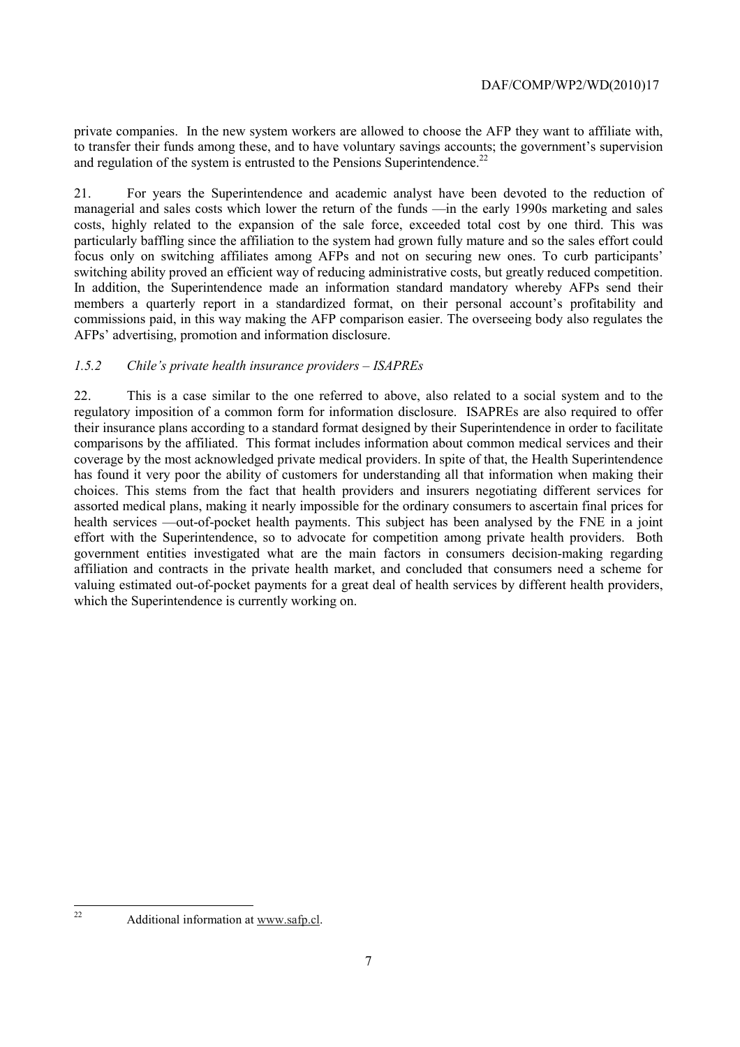private companies. In the new system workers are allowed to choose the AFP they want to affiliate with, to transfer their funds among these, and to have voluntary savings accounts; the government's supervision and regulation of the system is entrusted to the Pensions Superintendence.[22]

21. For years the Superintendence and academic analyst have been devoted to the reduction of managerial and sales costs which lower the return of the funds —in the early 1990s marketing and sales costs, highly related to the expansion of the sale force, exceeded total cost by one third. This was particularly baffling since the affiliation to the system had grown fully mature and so the sales effort could focus only on switching affiliates among AFPs and not on securing new ones. To curb participants' switching ability proved an efficient way of reducing administrative costs, but greatly reduced competition. In addition, the Superintendence made an information standard mandatory whereby AFPs send their members a quarterly report in a standardized format, on their personal account's profitability and commissions paid, in this way making the AFP comparison easier. The overseeing body also regulates the AFPs' advertising, promotion and information disclosure.

### *1.5.2 Chile's private health insurance providers – ISAPREs*

22. This is a case similar to the one referred to above, also related to a social system and to the regulatory imposition of a common form for information disclosure. ISAPREs are also required to offer their insurance plans according to a standard format designed by their Superintendence in order to facilitate comparisons by the affiliated. This format includes information about common medical services and their coverage by the most acknowledged private medical providers. In spite of that, the Health Superintendence has found it very poor the ability of customers for understanding all that information when making their choices. This stems from the fact that health providers and insurers negotiating different services for assorted medical plans, making it nearly impossible for the ordinary consumers to ascertain final prices for health services —out-of-pocket health payments. This subject has been analysed by the FNE in a joint effort with the Superintendence, so to advocate for competition among private health providers. Both government entities investigated what are the main factors in consumers decision-making regarding affiliation and contracts in the private health market, and concluded that consumers need a scheme for valuing estimated out-of-pocket payments for a great deal of health services by different health providers, which the Superintendence is currently working on.

---

[22] Additional information at www.safp.cl.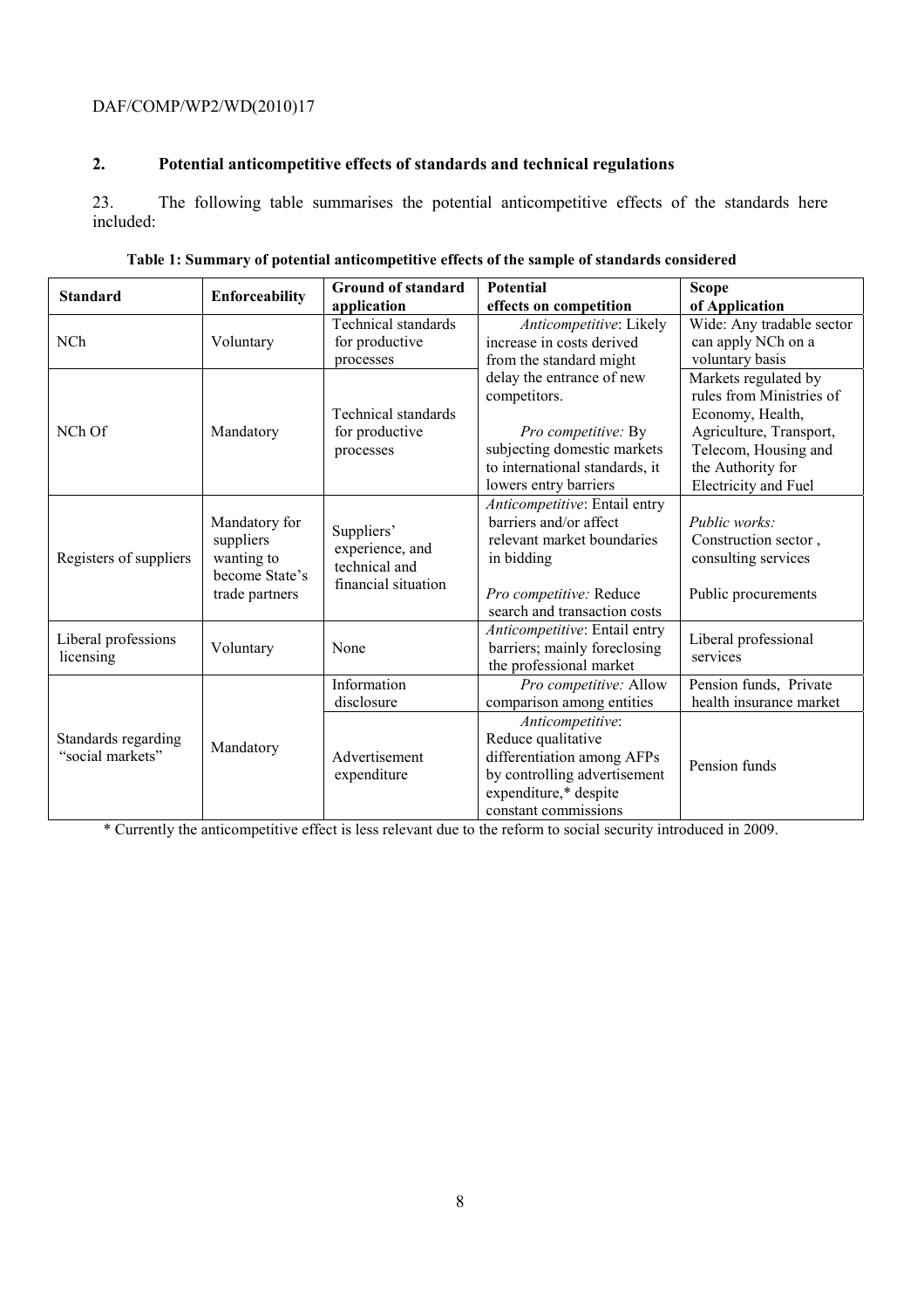## 2. Potential anticompetitive effects of standards and technical regulations

23. The following table summarises the potential anticompetitive effects of the standards here included:

**Table 1: Summary of potential anticompetitive effects of the sample of standards considered**

| Standard | Enforceability | Ground of standard application | Potential effects on competition | Scope of Application |
|---|---|---|---|---|
| NCh | Voluntary | Technical standards for productive processes | *Anticompetitive*: Likely increase in costs derived from the standard might delay the entrance of new competitors. *Pro competitive:* By subjecting domestic markets to international standards, it lowers entry barriers | Wide: Any tradable sector can apply NCh on a voluntary basis |
| NCh Of | Mandatory | Technical standards for productive processes | | Markets regulated by rules from Ministries of Economy, Health, Agriculture, Transport, Telecom, Housing and the Authority for Electricity and Fuel |
| Registers of suppliers | Mandatory for suppliers wanting to become State's trade partners | Suppliers' experience, and technical and financial situation | *Anticompetitive*: Entail entry barriers and/or affect relevant market boundaries in bidding *Pro competitive:* Reduce search and transaction costs | *Public works:* Construction sector, consulting services Public procurements |
| Liberal professions licensing | Voluntary | None | *Anticompetitive*: Entail entry barriers; mainly foreclosing the professional market | Liberal professional services |
| Standards regarding "social markets" | Mandatory | Information disclosure | *Pro competitive:* Allow comparison among entities | Pension funds, Private health insurance market |
| | | Advertisement expenditure | *Anticompetitive*: Reduce qualitative differentiation among AFPs by controlling advertisement expenditure,* despite constant commissions | Pension funds |

* Currently the anticompetitive effect is less relevant due to the reform to social security introduced in 2009.